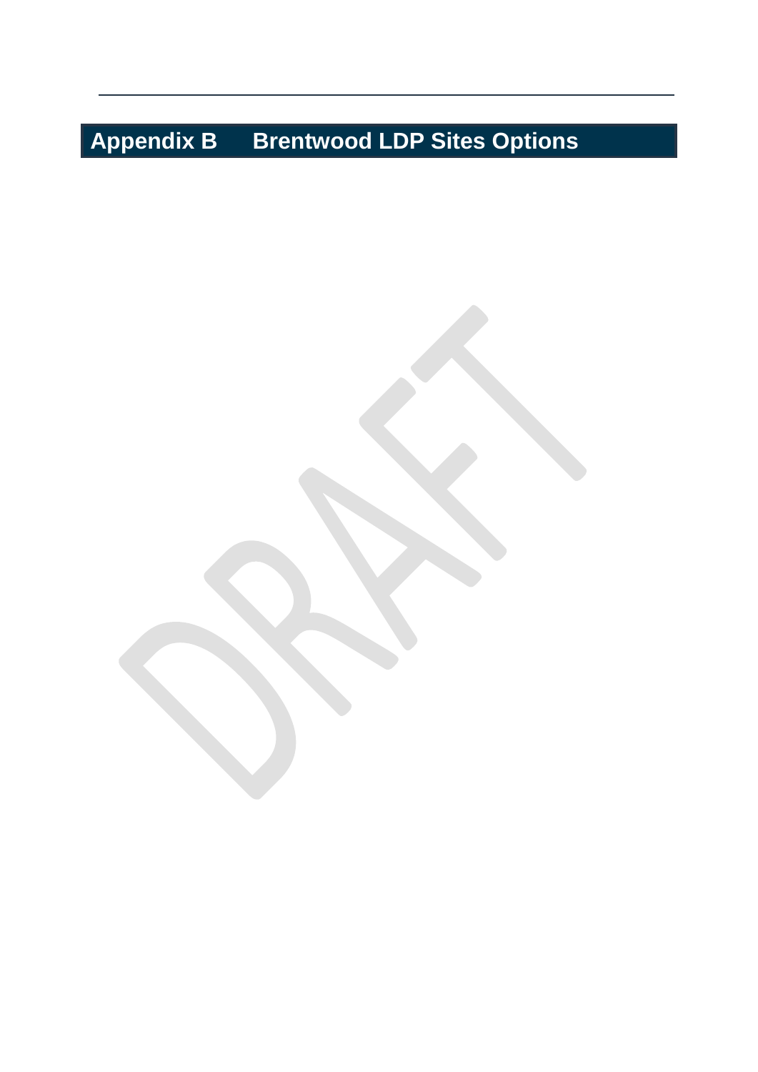# Appendix B Brentwood LDP Sites Options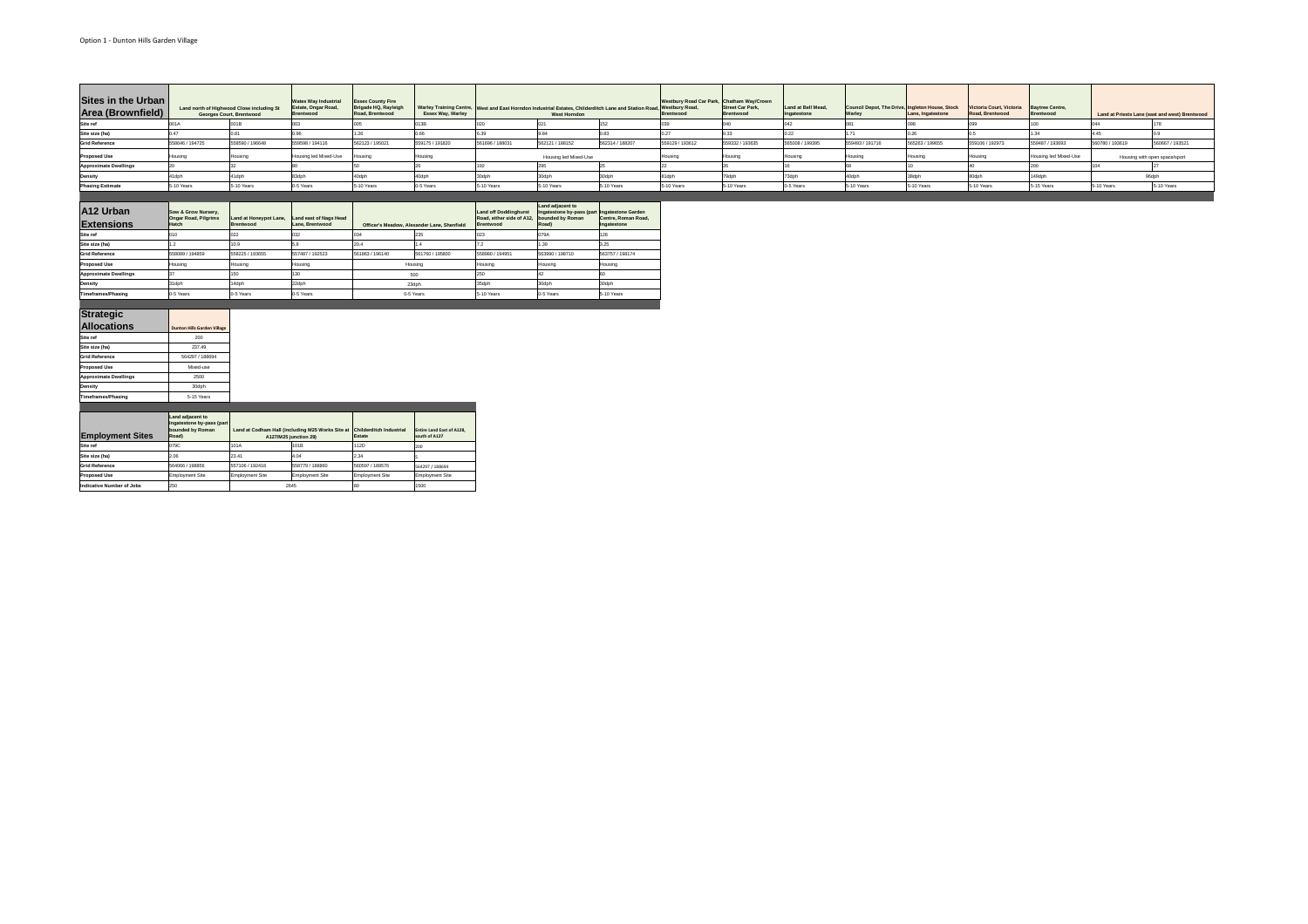Option 1 - Dunton Hills Garden Village

| Sites in the Urban Area (Brownfield) | Land north of Highwood Close including St Georges Court, Brentwood | | Wates Way Industrial Estate, Ongar Road, Brentwood | Essex County Fire Brigade HQ, Rayleigh Road, Brentwood | Warley Training Centre, Essex Way, Warley | West and East Horndon Industrial Estates, Childerditch Lane and Station Road, West Horndon | | | Westbury Road Car Park, Westbury Road, Brentwood | Chatham Way/Crown Street Car Park, Brentwood | Land at Bell Mead, Ingatestone | Council Depot, The Drive, Warley | Ingleton House, Stock Lane, Ingatestone | Victoria Court, Victoria Road, Brentwood | Baytree Centre, Brentwood | Land at Priests Lane (east and west) Brentwood | |
|---|---|---|---|---|---|---|---|---|---|---|---|---|---|---|---|---|---|
| Site ref | 001A | 001B | 003 | 005 | 013B | 020 | 021 | 152 | 039 | 040 | 042 | 081 | 098 | 099 | 100 | 044 | 178 |
| Site size (ha) | 0.47 | 0.81 | 0.96 | 1.26 | 0.66 | 6.39 | 9.84 | 0.83 | 0.27 | 0.33 | 0.22 | 1.71 | 0.26 | 0.5 | 1.34 | 4.45 | 0.9 |
| Grid Reference | 558646 / 194725 | 558590 / 196648 | 559598 / 194116 | 562123 / 195021 | 559175 / 191820 | 561696 / 188031 | 562121 / 188152 | 562314 / 188207 | 559129 / 193612 | 559332 / 193635 | 565008 / 199395 | 559493 / 191716 | 565263 / 199655 | 559106 / 192973 | 559487 / 193693 | 560780 / 193619 | 560667 / 193521 |
| Proposed Use | Housing | Housing | Housing led Mixed-Use | Housing | Housing | Housing led Mixed-Use | | | Housing | Housing | Housing | Housing | Housing | Housing | Housing led Mixed-Use | Housing with open space/sport | |
| Approximate Dwellings | 20 | 32 | 80 | 50 | 26 | 192 | 295 | 25 | 22 | 26 | 16 | 68 | 10 | 40 | 200 | 104 | 27 |
| Density | 41dph | 41dph | 83dph | 40dph | 40dph | 30dph | 30dph | 30dph | 81dph | 79dph | 73dph | 40dph | 38dph | 80dph | 149dph | 96dph | |
| Phasing Estimate | 5-10 Years | 5-10 Years | 0-5 Years | 5-10 Years | 0-5 Years | 5-10 Years | 5-10 Years | 5-10 Years | 5-10 Years | 5-10 Years | 0-5 Years | 5-10 Years | 5-10 Years | 5-10 Years | 5-15 Years | 5-10 Years | 5-10 Years |

| A12 Urban Extensions | Sow & Grow Nursery, Ongar Road, Pilgrims Hatch | Land at Honeypot Lane, Brentwood | Land east of Nags Head Lane, Brentwood | Officer's Meadow, Alexander Lane, Shenfield | | Land off Doddinghurst Road, either side of A12, Brentwood | Land adjacent to Ingatestone by-pass (part bounded by Roman Road) | Ingatestone Garden Centre, Roman Road, Ingatestone |
|---|---|---|---|---|---|---|---|---|
| Site ref | 010 | 022 | 032 | 034 | 235 | 023 | 079A | 128 |
| Site size (ha) | 1.2 | 10.9 | 5.8 | 20.4 | 1.4 | 7.2 | 1.39 | 3.25 |
| Grid Reference | 558089 / 194859 | 558225 / 193655 | 557487 / 192523 | 561863 / 196140 | 561760 / 195800 | 558860 / 194951 | 563990 / 198710 | 563757 / 198174 |
| Proposed Use | Housing | Housing | Housing | Housing | | Housing | Housing | Housing |
| Approximate Dwellings | 37 | 150 | 130 | 500 | | 250 | 42 | 60 |
| Density | 31dph | 14dph | 22dph | 23dph | | 35dph | 30dph | 30dph |
| Timeframes/Phasing | 0-5 Years | 5-10 Years | 0-5 Years | 0-5 Years | | 5-10 Years | 0-5 Years | 5-10 Years |

| Strategic Allocations | Dunton Hills Garden Village |
|---|---|
| Site ref | 200 |
| Site size (ha) | 237.49 |
| Grid Reference | 564297 / 188694 |
| Proposed Use | Mixed-use |
| Approximate Dwellings | 2500 |
| Density | 30dph |
| Timeframes/Phasing | 5-15 Years |

| Employment Sites | Land adjacent to Ingatestone by-pass (part bounded by Roman Road) | Land at Codham Hall (including M25 Works Site at A127/M25 junction 29) | | Childerditch Industrial Estate | Entire Land East of A128, south of A127 |
|---|---|---|---|---|---|
| Site ref | 079C | 101A | 101B | 112D | 200 |
| Site size (ha) | 2.06 | 23.41 | 4.04 | 2.34 | 5 |
| Grid Reference | 564066 / 198858 | 557106 / 192418 | 558779 / 188860 | 560597 / 189576 | 564297 / 188694 |
| Proposed Use | Employment Site | Employment Site | Employment Site | Employment Site | Employment Site |
| Indicative Number of Jobs | 250 | 2645 | | 80 | 1500 |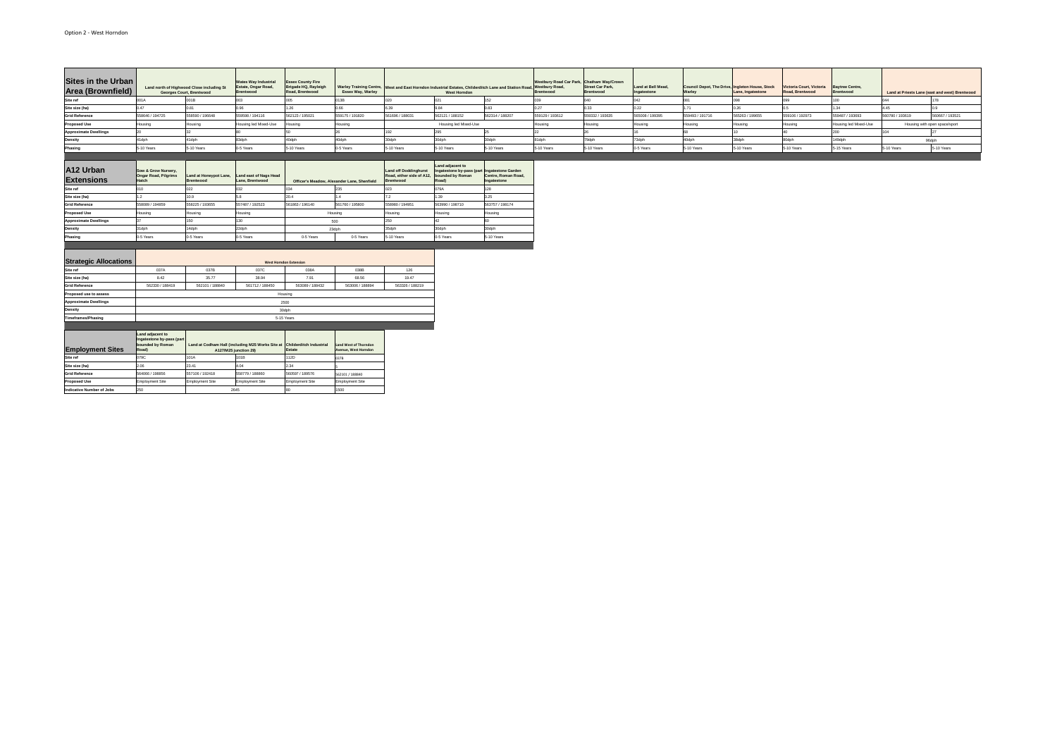Option 2 - West Horndon

| Sites in the Urban Area (Brownfield) | Land north of Highwood Close including St Georges Court, Brentwood | | Wates Way Industrial Estate, Ongar Road, Brentwood | Essex County Fire Brigade HQ, Rayleigh Road, Brentwood | Warley Training Centre, Essex Way, Warley | West and East Horndon Industrial Estates, Childerditch Lane and Station Road, West Horndon | | | Westbury Road Car Park, Westbury Road, Brentwood | Chatham Way/Crown Street Car Park, Brentwood | Land at Bell Mead, Ingatestone | Council Depot, The Drive, Warley | Ingleton House, Stock Lane, Ingatestone | Victoria Court, Victoria Road, Brentwood | Baytree Centre, Brentwood | Land at Priests Lane (east and west) Brentwood | |
|---|---|---|---|---|---|---|---|---|---|---|---|---|---|---|---|---|---|
| Site ref | 001A | 001B | 003 | 005 | 013B | 020 | 021 | 152 | 039 | 040 | 042 | 081 | 098 | 099 | 100 | 044 | 178 |
| Site size (ha) | 0.47 | 0.81 | 0.96 | 1.26 | 0.66 | 6.39 | 9.84 | 0.83 | 0.27 | 0.33 | 0.22 | 1.71 | 0.26 | 0.5 | 1.34 | 4.45 | 0.9 |
| Grid Reference | 558646 / 194725 | 558590 / 196648 | 559598 / 194116 | 562123 / 195021 | 559175 / 191820 | 561696 / 188031 | 562121 / 188152 | 562314 / 188207 | 559129 / 193612 | 559332 / 193635 | 565008 / 199395 | 559493 / 191716 | 565263 / 199655 | 559106 / 192973 | 559487 / 193693 | 560780 / 193619 | 560667 / 193521 |
| Proposed Use | Housing | Housing | Housing led Mixed-Use | Housing | Housing | Housing led Mixed-Use | | | Housing | Housing | Housing | Housing | Housing | Housing | Housing led Mixed-Use | Housing with open space/sport | |
| Approximate Dwellings | 20 | 32 | 80 | 50 | 26 | 192 | 295 | 25 | 22 | 26 | 16 | 68 | 10 | 40 | 200 | 104 | 27 |
| Density | 41dph | 41dph | 83dph | 40dph | 40dph | 30dph | 30dph | 30dph | 81dph | 79dph | 73dph | 40dph | 38dph | 80dph | 149dph | 96dph | |
| Phasing | 5-10 Years | 5-10 Years | 0-5 Years | 5-10 Years | 0-5 Years | 5-10 Years | 5-10 Years | 5-10 Years | 5-10 Years | 5-10 Years | 0-5 Years | 5-10 Years | 5-10 Years | 5-10 Years | 5-15 Years | 5-10 Years | 5-10 Years |

| A12 Urban Extensions | Sow & Grow Nursery, Ongar Road, Pilgrims Hatch | Land at Honeypot Lane, Brentwood | Land east of Nags Head Lane, Brentwood | Officer's Meadow, Alexander Lane, Shenfield | | Land off Doddinghurst Road, either side of A12, Brentwood | Land adjacent to Ingatestone by-pass (part bounded by Roman Road) | Ingatestone Garden Centre, Roman Road, Ingatestone |
|---|---|---|---|---|---|---|---|---|
| Site ref | 010 | 022 | 032 | 034 | 235 | 023 | 079A | 128 |
| Site size (ha) | 1.2 | 10.9 | 5.8 | 20.4 | 1.4 | 7.2 | 1.39 | 3.25 |
| Grid Reference | 558089 / 194859 | 558225 / 193655 | 557487 / 192523 | 561863 / 196140 | 561760 / 195800 | 558980 / 194851 | 563990 / 198710 | 563757 / 198174 |
| Proposed Use | Housing | Housing | Housing | Housing | | Housing | Housing | Housing |
| Approximate Dwellings | 37 | 150 | 130 | 500 | | 250 | 42 | 60 |
| Density | 31dph | 14dph | 22dph | 23dph | | 35dph | 30dph | 30dph |
| Phasing | 0-5 Years | 0-5 Years | 0-5 Years | 0-5 Years | 0-5 Years | 5-10 Years | 0-5 Years | 5-10 Years |

| Strategic Allocations | West Horndon Extension | | | | | |
|---|---|---|---|---|---|---|
| Site ref | 037A | 037B | 037C | 038A | 038B | 126 |
| Site size (ha) | 8.42 | 35.77 | 38.94 | 7.91 | 68.56 | 19.47 |
| Grid Reference | 562330 / 188419 | 562101 / 188840 | 561712 / 188450 | 563089 / 188432 | 563006 / 188894 | 563326 / 188219 |
| Proposed use to assess | Housing | | | | | |
| Approximate Dwellings | 2500 | | | | | |
| Density | 30dph | | | | | |
| Timeframes/Phasing | 5-15 Years | | | | | |

| Employment Sites | Land adjacent to Ingatestone by-pass (part bounded by Roman Road) | Land at Codham Hall (including M25 Works Site at A127/M25 junction 29) | | Childerditch Industrial Estate | Land West of Thorndon Avenue, West Horndon |
|---|---|---|---|---|---|
| Site ref | 079C | 101A | 101B | 112D | 037B |
| Site size (ha) | 2.06 | 23.41 | 4.04 | 2.34 | 5 |
| Grid Reference | 564066 / 198858 | 557106 / 192418 | 559779 / 188860 | 560597 / 189576 | 562101 / 188840 |
| Proposed Use | Employment Site | Employment Site | Employment Site | Employment Site | Employment Site |
| Indicative Number of Jobs | 250 | 2645 | | 60 | 1500 |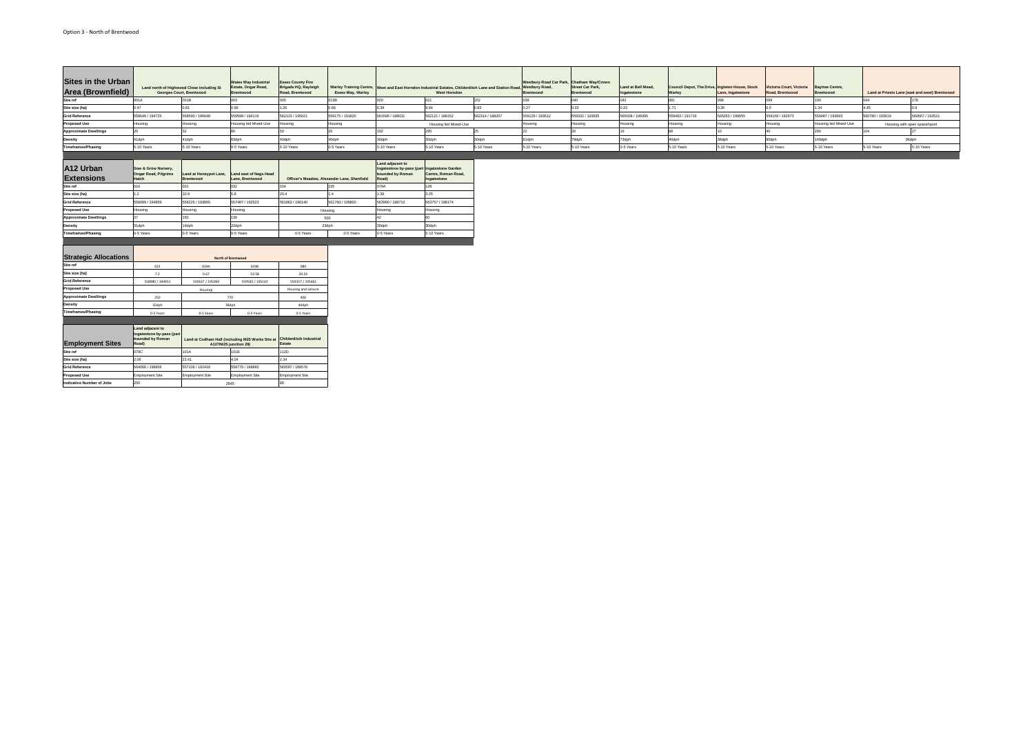Option 3 - North of Brentwood

| Sites in the Urban Area (Brownfield) | Land north of Highwood Close including St Georges Court, Brentwood | | Wates Way Industrial Estate, Ongar Road, Brentwood | Essex County Fire Brigade HQ, Rayleigh Road, Brentwood | Warley Training Centre, Essex Way, Warley | West and East Horndon Industrial Estates, Childerditch Lane and Station Road, West Horndon | | | Westbury Road Car Park, Westbury Road, Brentwood | Chatham Way/Crown Street Car Park, Brentwood | Land at Bell Mead, Ingatestone | Council Depot, The Drive, Warley | Ingleton House, Stock Lane, Ingatestone | Victoria Court, Victoria Road, Brentwood | Baytree Centre, Brentwood | Land at Priests Lane (east and west) Brentwood | |
|---|---|---|---|---|---|---|---|---|---|---|---|---|---|---|---|---|---|
| Site ref | 001A | 001B | 003 | 005 | 013B | 020 | 021 | 152 | 039 | 040 | 042 | 081 | 098 | 099 | 100 | 044 | 178 |
| Site size (ha) | 0.47 | 0.81 | 0.96 | 1.26 | 0.66 | 6.39 | 9.84 | 0.83 | 0.27 | 0.33 | 0.22 | 1.71 | 0.26 | 0.5 | 1.34 | 4.45 | 0.9 |
| Grid Reference | 558646 / 194725 | 558590 / 194648 | 559598 / 194116 | 562123 / 195021 | 559175 / 191820 | 561696 / 188031 | 562121 / 188152 | 562314 / 188207 | 559129 / 193612 | 559332 / 193635 | 565008 / 199395 | 559493 / 191716 | 565263 / 199655 | 559106 / 192973 | 559487 / 193693 | 560780 / 193619 | 560687 / 193521 |
| Proposed Use | Housing | Housing | Housing led Mixed-Use | Housing | Housing | Housing led Mixed-Use | | | Housing | Housing | Housing | Housing | Housing | Housing | Housing led Mixed-Use | Housing with open space/sport | |
| Approximate Dwellings | 20 | 32 | 80 | 50 | 26 | 192 | 295 | 25 | 22 | 26 | 16 | 68 | 10 | 40 | 200 | 104 | 27 |
| Density | 41dph | 41dph | 83dph | 40dph | 40dph | 30dph | 30dph | 30dph | 81dph | 79dph | 73dph | 40dph | 38dph | 80dph | 149dph | 96dph | |
| Timeframes/Phasing | 5-10 Years | 5-10 Years | 0-5 Years | 5-10 Years | 0-5 Years | 5-10 Years | 5-10 Years | 5-10 Years | 5-10 Years | 5-10 Years | 0-5 Years | 5-10 Years | 5-10 Years | 5-10 Years | 5-15 Years | 5-10 Years | 5-10 Years |

| A12 Urban Extensions | Sow & Grow Nursery, Ongar Road, Pilgrims Hatch | Land at Honeypot Lane, Brentwood | Land east of Nags Head Lane, Brentwood | Officer's Meadow, Alexander Lane, Shenfield | | Land adjacent to Ingatestone by-pass (part bounded by Roman Road) | Ingatestone Garden Centre, Roman Road, Ingatestone |
|---|---|---|---|---|---|---|---|
| Site ref | 010 | 022 | 032 | 034 | 235 | 079A | 128 |
| Site size (ha) | 1.2 | 10.9 | 5.8 | 20.4 | 1.4 | 1.39 | 3.25 |
| Grid Reference | 558089 / 194859 | 556225 / 193655 | 557487 / 192523 | 561663 / 196140 | 561780 / 195800 | 563990 / 198710 | 563757 / 198174 |
| Proposed Use | Housing | Housing | Housing | Housing | | Housing | Housing |
| Approximate Dwellings | 37 | 150 | 130 | 500 | | 42 | 60 |
| Density | 31dph | 14dph | 22dph | 23dph | | 30dph | 30dph |
| Timeframes/Phasing | 0-5 Years | 0-5 Years | 0-5 Years | 0-5 Years | 0-5 Years | 0-5 Years | 5-10 Years |

| Strategic Allocations | North of Brentwood | | | |
|---|---|---|---|---|
| Site ref | 023 | 024A | 024B | 089 |
| Site size (ha) | 7.2 | 0.67 | 19.58 | 20.01 |
| Grid Reference | 558980 / 194951 | 559167 / 195069 | 559582 / 195142 | 559357 / 195461 |
| Proposed Use | Housing | | | Housing and Leisure |
| Approximate Dwellings | 250 | 770 | | 400 |
| Density | 35dph | 38dph | | 40dph |
| Timeframes/Phasing | 0-5 Years | 0-5 Years | 0-5 Years | 0-5 Years |

| Employment Sites | Land adjacent to Ingatestone by-pass (part bounded by Roman Road) | Land at Codham Hall (including M25 Works Site at A127/M25 junction 29) | | Childerditch Industrial Estate |
|---|---|---|---|---|
| Site ref | 079C | 101A | 101B | 112D |
| Site size (ha) | 2.06 | 23.41 | 4.04 | 2.34 |
| Grid Reference | 564066 / 198856 | 557106 / 192418 | 558779 / 188860 | 560597 / 189576 |
| Proposed Use | Employment Site | Employment Site | Employment Site | Employment Site |
| Indicative Number of Jobs | 250 | 2645 | | 80 |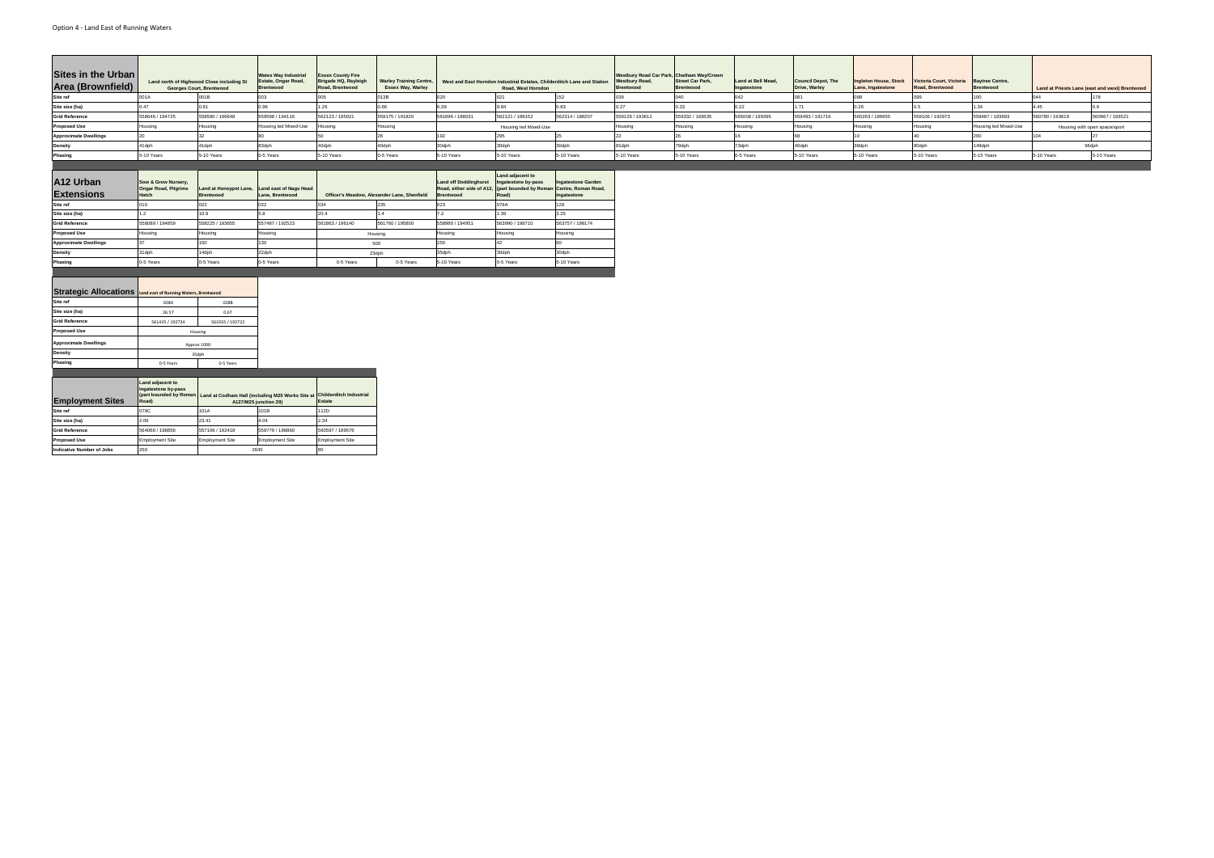Option 4 - Land East of Running Waters

| Sites in the Urban Area (Brownfield) | Land north of Highwood Close including St Georges Court, Brentwood | | Wates Way Industrial Estate, Ongar Road, Brentwood | Essex County Fire Brigade HQ, Rayleigh Road, Brentwood | Warley Training Centre, Essex Way, Warley | West and East Horndon Industrial Estates, Childerditch Lane and Station Road, West Horndon | | | Westbury Road Car Park, Westbury Road, Brentwood | Chatham Way/Crown Street Car Park, Brentwood | Land at Bell Mead, Ingatestone | Council Depot, The Drive, Warley | Ingleton House, Stock Lane, Ingatestone | Victoria Court, Victoria Road, Brentwood | Baytree Centre, Brentwood | Land at Priests Lane (east and west) Brentwood | |
|---|---|---|---|---|---|---|---|---|---|---|---|---|---|---|---|---|---|
| Site ref | 001A | 001B | 003 | 005 | 013B | 020 | 021 | 152 | 039 | 040 | 042 | 081 | 098 | 099 | 100 | 044 | 178 |
| Site size (ha) | 0.47 | 0.81 | 0.96 | 1.26 | 0.66 | 6.39 | 9.84 | 0.83 | 0.27 | 0.33 | 0.22 | 1.71 | 0.26 | 0.5 | 1.34 | 4.45 | 0.9 |
| Grid Reference | 558646 / 194725 | 558590 / 196648 | 559598 / 194116 | 562123 / 195021 | 559175 / 191820 | 561696 / 188031 | 562121 / 188152 | 562314 / 188207 | 559129 / 193612 | 559332 / 193635 | 565008 / 199395 | 559493 / 191716 | 565263 / 199655 | 559106 / 192973 | 559487 / 193693 | 560780 / 193619 | 560667 / 193521 |
| Proposed Use | Housing | Housing | Housing led Mixed-Use | Housing | Housing | Housing led Mixed-Use | | | Housing | Housing | Housing | Housing | Housing | Housing | Housing led Mixed-Use | Housing with open space/sport | |
| Approximate Dwellings | 20 | 32 | 80 | 50 | 26 | 192 | 295 | 25 | 22 | 26 | 16 | 68 | 10 | 40 | 200 | 104 | 27 |
| Density | 41dph | 41dph | 83dph | 40dph | 40dph | 30dph | 30dph | 30dph | 81dph | 79dph | 73dph | 40dph | 38dph | 80dph | 149dph | 96dph | |
| Phasing | 5-10 Years | 5-10 Years | 0-5 Years | 5-10 Years | 0-5 Years | 5-10 Years | 5-10 Years | 5-10 Years | 5-10 Years | 5-10 Years | 0-5 Years | 5-10 Years | 5-10 Years | 5-10 Years | 5-15 Years | 5-10 Years | 5-10 Years |

| A12 Urban Extensions | Sow & Grow Nursery, Ongar Road, Pilgrims Hatch | Land at Honeypot Lane, Brentwood | Land east of Nags Head Lane, Brentwood | Officer's Meadow, Alexander Lane, Shenfield | | Land off Doddinghurst Road, either side of A12, Brentwood | Land adjacent to Ingatestone by-pass (part bounded by Roman Road) | Ingatestone Garden Centre, Roman Road, Ingatestone |
|---|---|---|---|---|---|---|---|---|
| Site ref | 010 | 022 | 032 | 034 | 235 | 023 | 079A | 128 |
| Site size (ha) | 1.2 | 10.9 | 5.8 | 20.4 | 1.4 | 7.2 | 1.39 | 3.25 |
| Grid Reference | 558089 / 194859 | 558225 / 193655 | 557487 / 192523 | 561863 / 196140 | 561760 / 195800 | 558980 / 194951 | 563990 / 198710 | 563757 / 198174 |
| Proposed Use | Housing | Housing | Housing | Housing | | Housing | Housing | Housing |
| Approximate Dwellings | 37 | 150 | 130 | 500 | | 250 | 42 | 80 |
| Density | 31dph | 14dph | 22dph | 23dph | | 35dph | 30dph | 30dph |
| Phasing | 0-5 Years | 0-5 Years | 0-5 Years | 0-5 Years | 0-5 Years | 5-10 Years | 0-5 Years | 5-10 Years |

| Strategic Allocations | Land east of Running Waters, Brentwood | |
|---|---|---|
| Site ref | 028A | 028B |
| Site size (ha) | 26.57 | 0.67 |
| Grid Reference | 561435 / 192724 | 561933 / 192722 |
| Proposed Use | Housing | |
| Approximate Dwellings | Approx 1000 | |
| Density | 35dph | |
| Phasing | 0-5 Years | 0-5 Years |

| Employment Sites | Land adjacent to Ingatestone by-pass (part bounded by Roman Road) | Land at Codham Hall (including M25 Works Site at A127/M25 junction 29) | | Childerditch Industrial Estate |
|---|---|---|---|---|
| Site ref | 079C | 101A | 101B | 112D |
| Site size (ha) | 2.06 | 23.41 | 4.04 | 2.34 |
| Grid Reference | 564066 / 198856 | 557106 / 192418 | 558779 / 188860 | 560597 / 189576 |
| Proposed Use | Employment Site | Employment Site | Employment Site | Employment Site |
| Indicative Number of Jobs | 250 | 2645 | | 80 |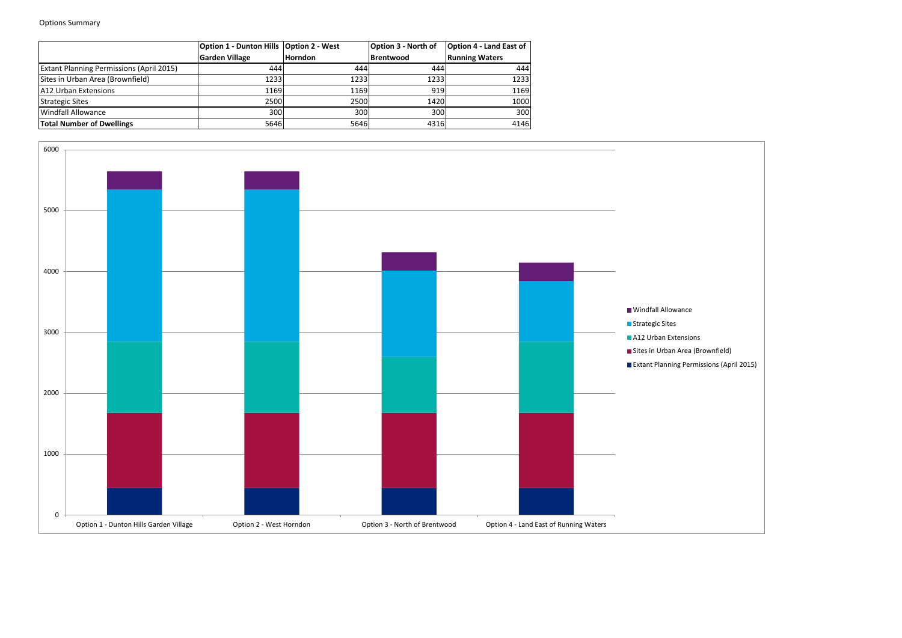Options Summary

| | Option 1 - Dunton Hills Garden Village | Option 2 - West Horndon | Option 3 - North of Brentwood | Option 4 - Land East of Running Waters |
|---|---|---|---|---|
| Extant Planning Permissions (April 2015) | 444 | 444 | 444 | 444 |
| Sites in Urban Area (Brownfield) | 1233 | 1233 | 1233 | 1233 |
| A12 Urban Extensions | 1169 | 1169 | 919 | 1169 |
| Strategic Sites | 2500 | 2500 | 1420 | 1000 |
| Windfall Allowance | 300 | 300 | 300 | 300 |
| **Total Number of Dwellings** | 5646 | 5646 | 4316 | 4146 |

6000
5000
4000
3000
2000
1000
0

Option 1 - Dunton Hills Garden Village
Option 2 - West Horndon
Option 3 - North of Brentwood
Option 4 - Land East of Running Waters

Windfall Allowance
Strategic Sites
A12 Urban Extensions
Sites in Urban Area (Brownfield)
Extant Planning Permissions (April 2015)